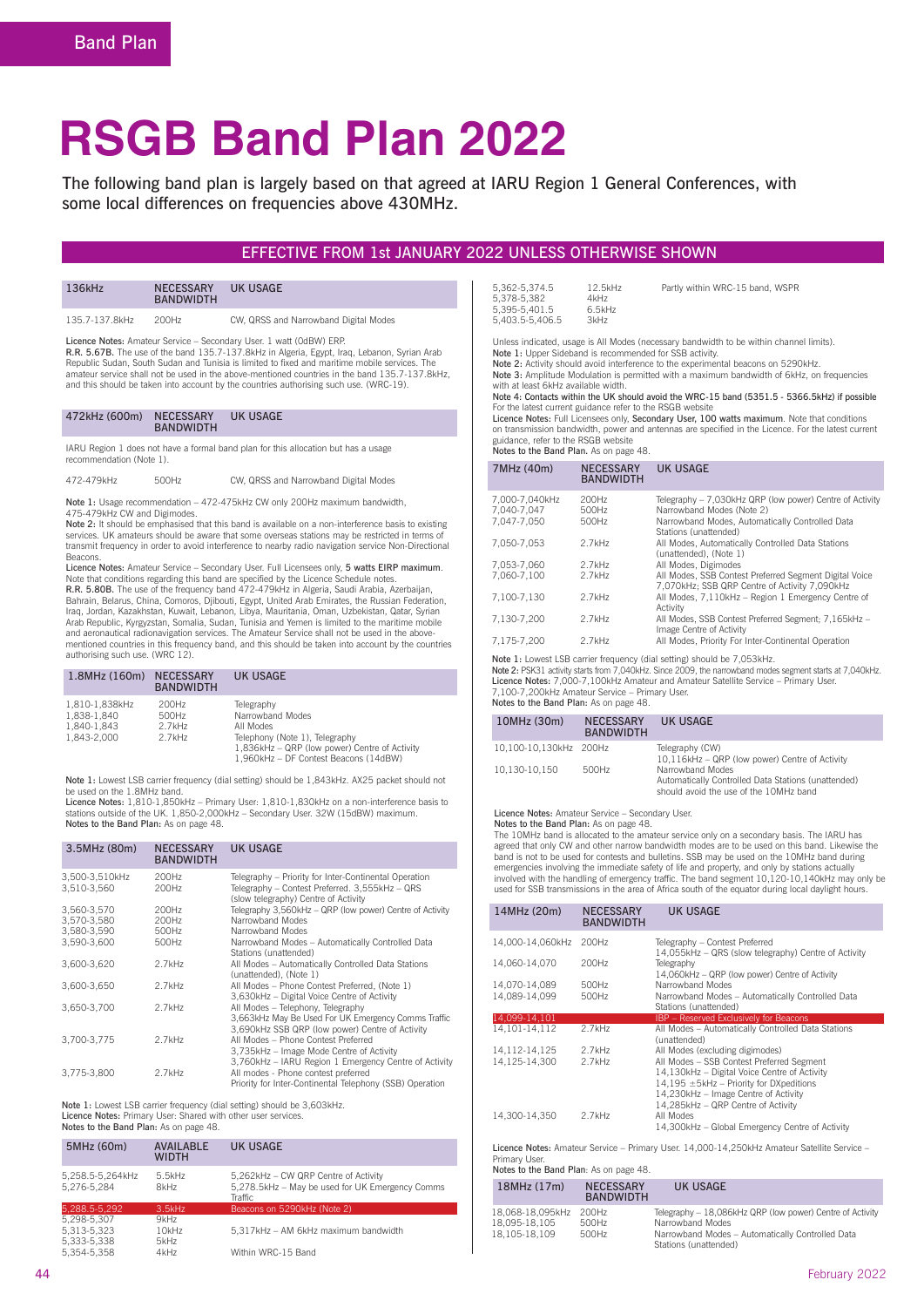# RSGB Band Plan 2022

The following band plan is largely based on that agreed at IARU Region 1 General Conferences, with some local differences on frequencies above 430MHz.

## EFFECTIVE FROM 1st JANUARY 2022 UNLESS OTHERWISE SHOWN

| 136kHz | NECESSARY BANDWIDTH | UK USAGE |
|---|---|---|
| 135.7-137.8kHz | 200Hz | CW, QRSS and Narrowband Digital Modes |

**Licence Notes:** Amateur Service – Secondary User. 1 watt (0dBW) ERP.
**R.R. 5.67B.** The use of the band 135.7-137.8kHz in Algeria, Egypt, Iraq, Lebanon, Syrian Arab Republic Sudan, South Sudan and Tunisia is limited to fixed and maritime mobile services. The amateur service shall not be used in the above-mentioned countries in the band 135.7-137.8kHz, and this should be taken into account by the countries authorising such use. (WRC-19).

| 472kHz (600m) | NECESSARY BANDWIDTH | UK USAGE |
|---|---|---|
| 472-479kHz | 500Hz | CW, QRSS and Narrowband Digital Modes |

IARU Region 1 does not have a formal band plan for this allocation but has a usage recommendation (Note 1).

**Note 1:** Usage recommendation – 472-475kHz CW only 200Hz maximum bandwidth, 475-479kHz CW and Digimodes.
**Note 2:** It should be emphasised that this band is available on a non-interference basis to existing services. UK amateurs should be aware that some overseas stations may be restricted in terms of transmit frequency in order to avoid interference to nearby radio navigation service Non-Directional Beacons.
**Licence Notes:** Amateur Service – Secondary User. Full Licensees only, **5 watts EIRP maximum**. Note that conditions regarding this band are specified by the Licence Schedule notes.
**R.R. 5.80B.** The use of the frequency band 472-479kHz in Algeria, Saudi Arabia, Azerbaijan, Bahrain, Belarus, China, Comoros, Djibouti, Egypt, United Arab Emirates, the Russian Federation, Iraq, Jordan, Kazakhstan, Kuwait, Lebanon, Libya, Mauritania, Oman, Uzbekistan, Qatar, Syrian Arab Republic, Kyrgyzstan, Somalia, Sudan, Tunisia and Yemen is limited to the maritime mobile and aeronautical radionavigation services. The Amateur Service shall not be used in the above-mentioned countries in this frequency band, and this should be taken into account by the countries authorising such use. (WRC 12).

| 1.8MHz (160m) | NECESSARY BANDWIDTH | UK USAGE |
|---|---|---|
| 1,810-1,838kHz | 200Hz | Telegraphy |
| 1,838-1,840 | 500Hz | Narrowband Modes |
| 1,840-1,843 | 2.7kHz | All Modes |
| 1,843-2,000 | 2.7kHz | Telephony (Note 1), Telegraphy<br>1,836kHz – QRP (low power) Centre of Activity<br>1,960kHz – DF Contest Beacons (14dBW) |

**Note 1:** Lowest LSB carrier frequency (dial setting) should be 1,843kHz. AX25 packet should not be used on the 1.8MHz band.
**Licence Notes:** 1,810-1,850kHz – Primary User: 1,810-1,830kHz on a non-interference basis to stations outside of the UK. 1,850-2,000kHz – Secondary User. 32W (15dBW) maximum.
**Notes to the Band Plan:** As on page 48.

| 3.5MHz (80m) | NECESSARY BANDWIDTH | UK USAGE |
|---|---|---|
| 3,500-3,510kHz | 200Hz | Telegraphy – Priority for Inter-Continental Operation |
| 3,510-3,560 | 200Hz | Telegraphy – Contest Preferred. 3,555kHz – QRS (slow telegraphy) Centre of Activity |
| 3,560-3,570 | 200Hz | Telegraphy 3,560kHz – QRP (low power) Centre of Activity |
| 3,570-3,580 | 200Hz | Narrowband Modes |
| 3,580-3,590 | 500Hz | Narrowband Modes |
| 3,590-3,600 | 500Hz | Narrowband Modes – Automatically Controlled Data Stations (unattended) |
| 3,600-3,620 | 2.7kHz | All Modes – Automatically Controlled Data Stations (unattended), (Note 1) |
| 3,600-3,650 | 2.7kHz | All Modes – Phone Contest Preferred, (Note 1)<br>3,630kHz – Digital Voice Centre of Activity |
| 3,650-3,700 | 2.7kHz | All Modes – Telephony, Telegraphy<br>3,663kHz May Be Used For UK Emergency Comms Traffic<br>3,690kHz SSB QRP (low power) Centre of Activity |
| 3,700-3,775 | 2.7kHz | All Modes – Phone Contest Preferred<br>3,735kHz – Image Mode Centre of Activity<br>3,760kHz – IARU Region 1 Emergency Centre of Activity |
| 3,775-3,800 | 2.7kHz | All Modes – Phone contest preferred<br>Priority for Inter-Continental Telephony (SSB) Operation |

**Note 1:** Lowest LSB carrier frequency (dial setting) should be 3,603kHz.
**Licence Notes:** Primary User: Shared with other user services.
**Notes to the Band Plan:** As on page 48.

| 5MHz (60m) | AVAILABLE WIDTH | UK USAGE |
|---|---|---|
| 5,258.5-5,264kHz | 5.5kHz | 5,262kHz – CW QRP Centre of Activity |
| 5,276-5,284 | 8kHz | 5,278.5kHz – May be used for UK Emergency Comms Traffic |
| 5,288.5-5,292 | 3.5kHz | Beacons on 5290kHz (Note 2) |
| 5,298-5,307 | 9kHz | |
| 5,313-5,323 | 10kHz | 5,317kHz – AM 6kHz maximum bandwidth |
| 5,333-5,338 | 5kHz | |
| 5,354-5,358 | 4kHz | Within WRC-15 Band |
| 5,362-5,374.5 | 12.5kHz | Partly within WRC-15 band, WSPR |
| 5,378-5,382 | 4kHz | |
| 5,395-5,401.5 | 6.5kHz | |
| 5,403.5-5,406.5 | 3kHz | |

Unless indicated, usage is All Modes (necessary bandwidth to be within channel limits).
**Note 1:** Upper Sideband is recommended for SSB activity.
**Note 2:** Activity should avoid interference to the experimental beacons on 5290kHz.
**Note 3:** Amplitude Modulation is permitted with a maximum bandwidth of 6kHz, on frequencies with at least 6kHz available width.
**Note 4: Contacts within the UK should avoid the WRC-15 band (5351.5 - 5366.5kHz) if possible**
For the latest current guidance refer to the RSGB website
**Licence Notes:** Full Licensees only, **Secondary User, 100 watts maximum**. Note that conditions on transmission bandwidth, power and antennas are specified in the Licence. For the latest current guidance, refer to the RSGB website
**Notes to the Band Plan.** As on page 48.

| 7MHz (40m) | NECESSARY BANDWIDTH | UK USAGE |
|---|---|---|
| 7,000-7,040kHz | 200Hz | Telegraphy – 7,030kHz QRP (low power) Centre of Activity |
| 7,040-7,047 | 500Hz | Narrowband Modes (Note 2) |
| 7,047-7,050 | 500Hz | Narrowband Modes, Automatically Controlled Data Stations (unattended) |
| 7,050-7,053 | 2.7kHz | All Modes, Automatically Controlled Data Stations (unattended), (Note 1) |
| 7,053-7,060 | 2.7kHz | All Modes, Digimodes |
| 7,060-7,100 | 2.7kHz | All Modes, SSB Contest Preferred Segment Digital Voice 7,070kHz; SSB QRP Centre of Activity 7,090kHz |
| 7,100-7,130 | 2.7kHz | All Modes, 7,110kHz – Region 1 Emergency Centre of Activity |
| 7,130-7,200 | 2.7kHz | All Modes, SSB Contest Preferred Segment; 7,165kHz – Image Centre of Activity |
| 7,175-7,200 | 2.7kHz | All Modes, Priority For Inter-Continental Operation |

**Note 1:** Lowest LSB carrier frequency (dial setting) should be 7,053kHz.
**Note 2:** PSK31 activity starts from 7,040kHz. Since 2009, the narrowband modes segment starts at 7,040kHz.
**Licence Notes:** 7,000-7,100kHz Amateur and Amateur Satellite Service – Primary User.
7,100-7,200kHz Amateur Service – Primary User.
**Notes to the Band Plan:** As on page 48.

| 10MHz (30m) | NECESSARY BANDWIDTH | UK USAGE |
|---|---|---|
| 10,100-10,130kHz | 200Hz | Telegraphy (CW)<br>10,116kHz – QRP (low power) Centre of Activity |
| 10,130-10,150 | 500Hz | Narrowband Modes<br>Automatically Controlled Data Stations (unattended) should avoid the use of the 10MHz band |

**Licence Notes:** Amateur Service – Secondary User.
**Notes to the Band Plan:** As on page 48.
The 10MHz band is allocated to the amateur service only on a secondary basis. The IARU has agreed that only CW and other narrow bandwidth modes are to be used on this band. Likewise the band is not to be used for contests and bulletins. SSB may be used on the 10MHz band during emergencies involving the immediate safety of life and property, and only by stations actually involved with the handling of emergency traffic. The band segment 10,120-10,140kHz may only be used for SSB transmissions in the area of Africa south of the equator during local daylight hours.

| 14MHz (20m) | NECESSARY BANDWIDTH | UK USAGE |
|---|---|---|
| 14,000-14,060kHz | 200Hz | Telegraphy – Contest Preferred<br>14,055kHz – QRS (slow telegraphy) Centre of Activity |
| 14,060-14,070 | 200Hz | Telegraphy<br>14,060kHz – QRP (low power) Centre of Activity |
| 14,070-14,089 | 500Hz | Narrowband Modes |
| 14,089-14,099 | 500Hz | Narrowband Modes – Automatically Controlled Data Stations (unattended) |
| 14,099-14,101 | | IBP – Reserved Exclusively for Beacons |
| 14,101-14,112 | 2.7kHz | All Modes – Automatically Controlled Data Stations (unattended) |
| 14,112-14,125 | 2.7kHz | All Modes (excluding digimodes) |
| 14,125-14,300 | 2.7kHz | All Modes – SSB Contest Preferred Segment<br>14,130kHz – Digital Voice Centre of Activity<br>14,195 ±5kHz – Priority for DXpeditions<br>14,230kHz – Image Centre of Activity<br>14,285kHz – QRP Centre of Activity |
| 14,300-14,350 | 2.7kHz | All Modes<br>14,300kHz – Global Emergency Centre of Activity |

**Licence Notes:** Amateur Service – Primary User. 14,000-14,250kHz Amateur Satellite Service – Primary User.
**Notes to the Band Plan:** As on page 48.

| 18MHz (17m) | NECESSARY BANDWIDTH | UK USAGE |
|---|---|---|
| 18,068-18,095kHz | 200Hz | Telegraphy – 18,086kHz QRP (low power) Centre of Activity |
| 18,095-18,105 | 500Hz | Narrowband Modes |
| 18,105-18,109 | 500Hz | Narrowband Modes – Automatically Controlled Data Stations (unattended) |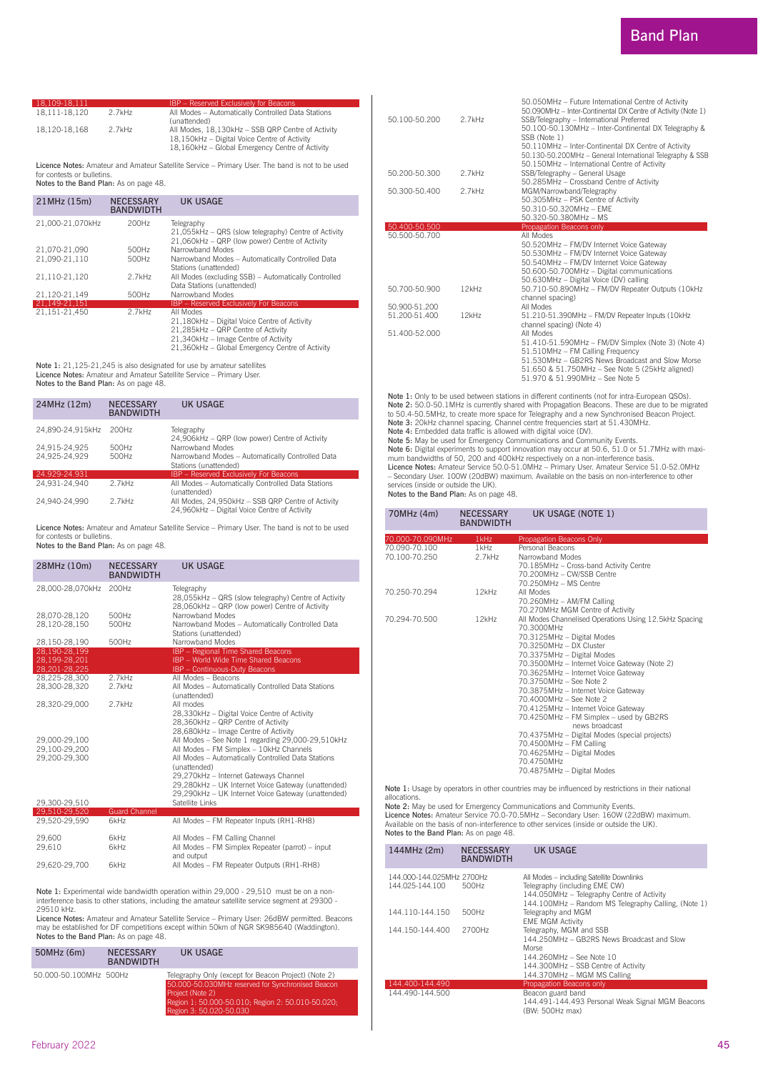| | | |
|---|---|---|
| 18,109-18,111 | | IBP – Reserved Exclusively for Beacons |
| 18,111-18,120 | 2.7kHz | All Modes – Automatically Controlled Data Stations (unattended) |
| 18,120-18,168 | 2.7kHz | All Modes, 18,130kHz – SSB QRP Centre of Activity<br>18,150kHz – Digital Voice Centre of Activity<br>18,160kHz – Global Emergency Centre of Activity |

**Licence Notes:** Amateur and Amateur Satellite Service – Primary User. The band is not to be used for contests or bulletins.
**Notes to the Band Plan:** As on page 48.

| 21MHz (15m) | NECESSARY BANDWIDTH | UK USAGE |
|---|---|---|
| 21,000-21,070kHz | 200Hz | Telegraphy<br>21,055kHz – QRS (slow telegraphy) Centre of Activity<br>21,060kHz – QRP (low power) Centre of Activity |
| 21,070-21,090 | 500Hz | Narrowband Modes |
| 21,090-21,110 | 500Hz | Narrowband Modes – Automatically Controlled Data Stations (unattended) |
| 21,110-21,120 | 2.7kHz | All Modes (excluding SSB) – Automatically Controlled Data Stations (unattended) |
| 21,120-21,149 | 500Hz | Narrowband Modes |
| 21,149-21,151 | | IBP – Reserved Exclusively For Beacons |
| 21,151-21,450 | 2.7kHz | All Modes<br>21,180kHz – Digital Voice Centre of Activity<br>21,285kHz – QRP Centre of Activity<br>21,340kHz – Image Centre of Activity<br>21,360kHz – Global Emergency Centre of Activity |

**Note 1:** 21,125-21,245 is also designated for use by amateur satellites
**Licence Notes:** Amateur and Amateur Satellite Service – Primary User.
**Notes to the Band Plan:** As on page 48.

| 24MHz (12m) | NECESSARY BANDWIDTH | UK USAGE |
|---|---|---|
| 24,890-24,915kHz | 200Hz | Telegraphy<br>24,906kHz – QRP (low power) Centre of Activity |
| 24,915-24,925 | 500Hz | Narrowband Modes |
| 24,925-24,929 | 500Hz | Narrowband Modes – Automatically Controlled Data Stations (unattended) |
| 24,929-24,931 | | IBP – Reserved Exclusively For Beacons |
| 24,931-24,940 | 2.7kHz | All Modes – Automatically Controlled Data Stations (unattended) |
| 24,940-24,990 | 2.7kHz | All Modes, 24,950kHz – SSB QRP Centre of Activity<br>24,960kHz – Digital Voice Centre of Activity |

**Licence Notes:** Amateur and Amateur Satellite Service – Primary User. The band is not to be used for contests or bulletins.
**Notes to the Band Plan:** As on page 48.

| 28MHz (10m) | NECESSARY BANDWIDTH | UK USAGE |
|---|---|---|
| 28,000-28,070kHz | 200Hz | Telegraphy<br>28,055kHz – QRS (slow telegraphy) Centre of Activity<br>28,060kHz – QRP (low power) Centre of Activity |
| 28,070-28,120 | 500Hz | Narrowband Modes |
| 28,120-28,150 | 500Hz | Narrowband Modes – Automatically Controlled Data Stations (unattended) |
| 28,150-28,190 | 500Hz | Narrowband Modes |
| 28,190-28,199 | | IBP – Regional Time Shared Beacons |
| 28,199-28,201 | | IBP – World Wide Time Shared Beacons |
| 28,201-28,225 | | IBP – Continuous-Duty Beacons |
| 28,225-28,300 | 2.7kHz | All Modes – Beacons |
| 28,300-28,320 | 2.7kHz | All Modes – Automatically Controlled Data Stations (unattended) |
| 28,320-29,000 | 2.7kHz | All modes<br>28,330kHz – Digital Voice Centre of Activity<br>28,360kHz – QRP Centre of Activity<br>28,680kHz – Image Centre of Activity |
| 29,000-29,100 | | All Modes – See Note 1 regarding 29,000-29,510kHz |
| 29,100-29,200 | | All Modes – FM Simplex – 10kHz Channels |
| 29,200-29,300 | | All Modes – Automatically Controlled Data Stations (unattended)<br>29,270kHz – Internet Gateways Channel<br>29,280kHz – UK Internet Voice Gateway (unattended)<br>29,290kHz – UK Internet Voice Gateway (unattended) |
| 29,300-29,510 | | Satellite Links |
| 29,510-29,520 | Guard Channel | |
| 29,520-29,590 | 6kHz | All Modes – FM Repeater Inputs (RH1-RH8) |
| 29,600 | 6kHz | All Modes – FM Calling Channel |
| 29,610 | 6kHz | All Modes – FM Simplex Repeater (parrot) – input and output |
| 29,620-29,700 | 6kHz | All Modes – FM Repeater Outputs (RH1-RH8) |

**Note 1:** Experimental wide bandwidth operation within 29,000 - 29,510 must be on a non-interference basis to other stations, including the amateur satellite service segment at 29300 - 29510 kHz.
**Licence Notes:** Amateur and Amateur Satellite Service – Primary User: 26dBW permitted. Beacons may be established for DF competitions except within 50km of NGR SK985640 (Waddington).
**Notes to the Band Plan:** As on page 48.

| 50MHz (6m) | NECESSARY BANDWIDTH | UK USAGE |
|---|---|---|
| 50.000-50.100MHz | 500Hz | Telegraphy Only (except for Beacon Project) (Note 2)<br>50.000-50.030MHz reserved for Synchronised Beacon Project (Note 2)<br>Region 1: 50.000-50.010; Region 2: 50.010-50.020; Region 3: 50.020-50.030<br>50.050MHz – Future International Centre of Activity<br>50.090MHz – Inter-Continental DX Centre of Activity (Note 1) |
| 50.100-50.200 | 2.7kHz | SSB/Telegraphy – International Preferred<br>50.100-50.130MHz – Inter-Continental DX Telegraphy & SSB (Note 1)<br>50.110MHz – Inter-Continental DX Centre of Activity<br>50.130-50.200MHz – General International Telegraphy & SSB<br>50.150MHz – International Centre of Activity |
| 50.200-50.300 | 2.7kHz | SSB/Telegraphy – General Usage<br>50.285MHz – Crossband Centre of Activity |
| 50.300-50.400 | 2.7kHz | MGM/Narrowband/Telegraphy<br>50.305MHz – PSK Centre of Activity<br>50.310-50.320MHz – EME<br>50.320-50.380MHz – MS |
| 50.400-50.500 | | Propagation Beacons only |
| 50.500-50.700 | | All Modes<br>50.520MHz – FM/DV Internet Voice Gateway<br>50.530MHz – FM/DV Internet Voice Gateway<br>50.540MHz – FM/DV Internet Voice Gateway<br>50.600-50.700MHz – Digital communications<br>50.630MHz – Digital Voice (DV) calling |
| 50.700-50.900 | 12kHz | 50.710-50.890MHz – FM/DV Repeater Outputs (10kHz channel spacing) |
| 50.900-51.200 | | All Modes |
| 51.200-51.400 | 12kHz | 51.210-51.390MHz – FM/DV Repeater Inputs (10kHz channel spacing) (Note 4) |
| 51.400-52.000 | | All Modes<br>51.410-51.590MHz – FM/DV Simplex (Note 3) (Note 4)<br>51.510MHz – FM Calling Frequency<br>51.530MHz – GB2RS News Broadcast and Slow Morse<br>51.650 & 51.750MHz – See Note 5 (25kHz aligned)<br>51.970 & 51.990MHz – See Note 5 |

**Note 1:** Only to be used between stations in different continents (not for intra-European QSOs).
**Note 2:** 50.0-50.1MHz is currently shared with Propagation Beacons. These are due to be migrated to 50.4-50.5MHz, to create more space for Telegraphy and a new Synchronised Beacon Project.
**Note 3:** 20kHz channel spacing. Channel centre frequencies start at 51.430MHz.
**Note 4:** Embedded data traffic is allowed with digital voice (DV).
**Note 5:** May be used for Emergency Communications and Community Events.
**Note 6:** Digital experiments to support innovation may occur at 50.6, 51.0 or 51.7MHz with maximum bandwidths of 50, 200 and 400kHz respectively on a non-interference basis.
**Licence Notes:** Amateur Service 50.0-51.0MHz – Primary User. Amateur Service 51.0-52.0MHz – Secondary User. 100W (20dBW) maximum. Available on the basis on non-interference to other services (inside or outside the UK).
**Notes to the Band Plan:** As on page 48.

| 70MHz (4m) | NECESSARY BANDWIDTH | UK USAGE (NOTE 1) |
|---|---|---|
| 70.000-70.090MHz | 1kHz | Propagation Beacons Only |
| 70.090-70.100 | 1kHz | Personal Beacons |
| 70.100-70.250 | 2.7kHz | Narrowband Modes<br>70.185MHz – Cross-band Activity Centre<br>70.200MHz – CW/SSB Centre<br>70.250MHz – MS Centre |
| 70.250-70.294 | 12kHz | All Modes<br>70.260MHz – AM/FM Calling<br>70.270MHz MGM Centre of Activity |
| 70.294-70.500 | 12kHz | All Modes Channelised Operations Using 12.5kHz Spacing<br>70.3000MHz<br>70.3125MHz – Digital Modes<br>70.3250MHz – DX Cluster<br>70.3375MHz – Digital Modes<br>70.3500MHz – Internet Voice Gateway (Note 2)<br>70.3625MHz – Internet Voice Gateway<br>70.3750MHz – See Note 2<br>70.3875MHz – Internet Voice Gateway<br>70.4000MHz – See Note 2<br>70.4125MHz – Internet Voice Gateway<br>70.4250MHz – FM Simplex – used by GB2RS news broadcast<br>70.4375MHz – Digital Modes (special projects)<br>70.4500MHz – FM Calling<br>70.4625MHz – Digital Modes<br>70.4750MHz<br>70.4875MHz – Digital Modes |

**Note 1:** Usage by operators in other countries may be influenced by restrictions in their national allocations.
**Note 2:** May be used for Emergency Communications and Community Events.
**Licence Notes:** Amateur Service 70.0-70.5MHz – Secondary User: 160W (22dBW) maximum. Available on the basis of non-interference to other services (inside or outside the UK).
**Notes to the Band Plan:** As on page 48.

| 144MHz (2m) | NECESSARY BANDWIDTH | UK USAGE |
|---|---|---|
| 144.000-144.025MHz | 2700Hz | All Modes – including Satellite Downlinks |
| 144.025-144.100 | 500Hz | Telegraphy (including EME CW)<br>144.050MHz – Telegraphy Centre of Activity<br>144.100MHz – Random MS Telegraphy Calling, (Note 1) |
| 144.110-144.150 | 500Hz | Telegraphy and MGM<br>EME MGM Activity |
| 144.150-144.400 | 2700Hz | Telegraphy, MGM and SSB<br>144.250MHz – GB2RS News Broadcast and Slow Morse<br>144.260MHz – See Note 10<br>144.300MHz – SSB Centre of Activity<br>144.370MHz – MGM MS Calling |
| 144.400-144.490 | | Propagation Beacons only |
| 144.490-144.500 | | Beacon guard band<br>144.491-144.493 Personal Weak Signal MGM Beacons (BW: 500Hz max) |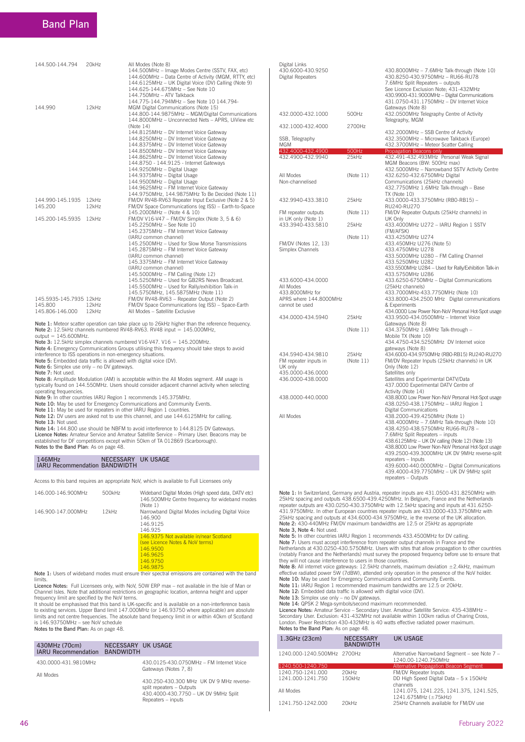| | | |
|---|---|---|
| 144.500-144.794 | 20kHz | All Modes (Note 8)<br>144.500MHz – Image Modes Centre (SSTV, FAX, etc)<br>144.600MHz – Data Centre of Activity (MGM, RTTY, etc)<br>144.6125MHz – UK Digital Voice (DV) Calling (Note 9)<br>144.625-144.675MHz – See Note 10<br>144.750MHz – ATV Talkback<br>144.775-144.794MHz – See Note 10 144.794- |
| 144.990 | 12kHz | MGM Digital Communications (Note 15)<br>144.800-144.9875MHz – MGM/Digital Communications<br>144.8000MHz – Unconnected Nets – APRS, UiView etc (Note 14)<br>144.8125MHz – DV Internet Voice Gateway<br>144.8250MHz – DV Internet Voice Gateway<br>144.8375MHz – DV Internet Voice Gateway<br>144.8500MHz – DV Internet Voice Gateway<br>144.8625MHz – DV Internet Voice Gateway<br>144.8750 - 144.9125 - Internet Gateways<br>144.9250MHz – Digital Usage<br>144.9375MHz – Digital Usage<br>144.9500MHz – Digital Usage<br>144.9625MHz – FM Internet Voice Gateway<br>144.9750MHz, 144.9875MHz To Be Decided (Note 11) |
| 144.990-145.1935 | 12kHz | FM/DV RV48-RV63 Repeater Input Exclusive (Note 2 & 5) |
| 145.200 | 12kHz | FM/DV Space Communications (eg ISS) – Earth-to-Space<br>145.2000MHz – (Note 4 & 10) |
| 145.200-145.5935 | 12kHz | FM/DV V16-V47 – FM/DV Simplex (Note 3, 5 & 6)<br>145.2250MHz – See Note 10<br>145.2375MHz – FM Internet Voice Gateway (IARU common channel)<br>145.2500MHz – Used for Slow Morse Transmissions<br>145.2875MHz – FM Internet Voice Gateway (IARU common channel)<br>145.3375MHz – FM Internet Voice Gateway (IARU common channel)<br>145.5000MHz – FM Calling (Note 12)<br>145.5250MHz – Used for GB2RS News Broadcast.<br>145.5500MHz – Used for Rally/exhibition Talk-in<br>145.5750MHz, 145.5875MHz (Note 11) |
| 145.5935-145.7935 | 12kHz | FM/DV RV48-RV63 – Repeater Output (Note 2) |
| 145.800 | 12kHz | FM/DV Space Communications (eg ISS) – Space-Earth |
| 145.806-146.000 | 12kHz | All Modes – Satellite Exclusive |

**Note 1:** Meteor scatter operation can take place up to 26kHz higher than the reference frequency.
**Note 2:** 12.5kHz channels numbered RV48-RV63. RV48 input = 145.000MHz, output = 145.600MHz.
**Note 3:** 12.5kHz simplex channels numbered V16-V47. V16 = 145.200MHz.
**Note 4:** Emergency Communications Groups utilising this frequency should take steps to avoid interference to ISS operations in non-emergency situations.
**Note 5:** Embedded data traffic is allowed with digital voice (DV).
**Note 6:** Simplex use only – no DV gateways.
**Note 7:** Not used.
**Note 8:** Amplitude Modulation (AM) is acceptable within the All Modes segment. AM usage is typically found on 144.550MHz. Users should consider adjacent channel activity when selecting operating frequencies.
**Note 9:** In other countries IARU Region 1 recommends 145.375MHz.
**Note 10:** May be used for Emergency Communications and Community Events.
**Note 11:** May be used for repeaters in other IARU Region 1 countries.
**Note 12:** DV users are asked not to use this channel, and use 144.6125MHz for calling.
**Note 13:** Not used.
**Note 14:** 144.800 use should be NBFM to avoid interference to 144.8125 DV Gateways.
**Licence Notes:** Amateur Service and Amateur Satellite Service – Primary User. Beacons may be established for DF competitions except within 50km of TA 012869 (Scarborough).
**Notes to the Band Plan:** As on page 48.

| 146MHz IARU Recommendation | NECESSARY BANDWIDTH | UK USAGE |
|---|---|---|

Access to this band requires an appropriate NoV, which is available to Full Licensees only

| | | |
|---|---|---|
| 146.000-146.900MHz | 500kHz | Wideband Digital Modes (High speed data, DATV etc)<br>146.500MHz Centre frequency for wideband modes (Note 1) |
| 146.900-147.000MHz | 12kHz | Narrowband Digital Modes including Digital Voice<br>146.900<br>146.9125<br>146.925<br>146.9375 Not available in/near Scotland (see Licence Notes & NoV terms)<br>146.9500<br>146.9625<br>146.9750<br>146.9875 |

**Note 1:** Users of wideband modes must ensure their spectral emissions are contained with the band limits.
**Licence Notes:** Full Licensees only, with NoV, 50W ERP max – not available in the Isle of Man or Channel Isles. Note that additional restrictions on geographic location, antenna height and upper frequency limit are specified by the NoV terms.
It should be emphasised that this band is UK-specific and is available on a non-interference basis to existing services. Upper Band limit 147.000MHz (or 146.93750 where applicable) are absolute limits and not centre frequencies. The absolute band frequency limit in or within 40km of Scotland is 146.93750MHz – see NoV schedule
**Notes to the Band Plan:** As on page 48.

| 430MHz (70cm) IARU Recommendation | NECESSARY BANDWIDTH | UK USAGE |
|---|---|---|
| 430.0000-431.9810MHz<br>All Modes | | 430.0125-430.0750MHz – FM Internet Voice Gateways (Notes 7, 8)<br>430.250-430.300 MHz UK DV 9 MHz reverse-split repeaters – Outputs<br>430.4000-430.7750 – UK DV 9MHz Split Repeaters – inputs |
| Digital Links<br>430.6000-430.9250<br>Digital Repeaters | | 430.8000MHz – 7.6MHz Talk-through (Note 10)<br>430.8250-430.9750MHz – RU66-RU78<br>7.6MHz Split Repeaters – outputs<br>See Licence Exclusion Note; 431-432MHz<br>430.9900-431.9000MHz – Digital Communications<br>431.0750-431.1750MHz – DV Internet Voice Gateways (Note 8) |
| 432.0000-432.1000 | 500Hz | 432.0500MHz Telegraphy Centre of Activity<br>Telegraphy, MGM |
| 432.1000-432.4000<br>SSB, Telegraphy<br>MGM | 2700Hz | 432.2000MHz – SSB Centre of Activity<br>432.3500MHz – Microwave Talkback (Europe)<br>432.3700MHz – Meteor Scatter Calling |
| 432.4000-432.4900 | 500Hz | Propagation Beacons only |
| 432.4900-432.9940<br>All Modes<br>Non-channelised | 25kHz<br>(Note 11) | 432.491-432.493MHz Personal Weak Signal MGM Beacons (BW: 500Hz max)<br>432.5000MHz – Narrowband SSTV Activity Centre<br>432.6250-432.6750MHz Digital Communications (25kHz channels)<br>432.7750MHz 1.6MHz Talk-through – Base TX (Note 10) |
| 432.9940-433.3810<br>FM repeater outputs in UK only (Note 1) | 25kHz<br>(Note 11) | 433.0000-433.3750MHz (RB0-RB15) – RU240-RU270<br>FM/DV Repeater Outputs (25kHz channels) in UK Only |
| 433.3940-433.5810<br>FM/DV (Notes 12, 13)<br>Simplex Channels | 25kHz<br>(Note 11) | 433.4000MHz U272 – IARU Region 1 SSTV (FM/AFSK)<br>433.4250MHz U274<br>433.450MHz U276 (Note 5)<br>433.4750MHz U278<br>433.5000MHz U280 – FM Calling Channel<br>433.5250MHz U282<br>433.5500MHz U284 – Used for Rally/Exhibition Talk-in<br>433.5750MHz U286 |
| 433.6000-434.0000<br>All Modes<br>433.8000MHz for APRS where 144.8000MHz cannot be used | | 433.6250-6750MHz – Digital Communications (25kHz channels)<br>433.7000MHz-433.7750MHz (Note 10)<br>433.8000-434.2500 MHz Digital communications & Experiments<br>434.0000 Low Power Non-NoV Personal Hot-Spot usage |
| 434.0000-434.5940 | 25kHz<br>(Note 11) | 433.9500-434.0500MHz – Internet Voice Gateways (Note 8)<br>434.3750MHz 1.6MHz Talk-through – Mobile TX (Note 10)<br>434.4750-434.5250MHz DV Internet voice gateways (Note 8) |
| 434.5940-434.9810<br>FM repeater inputs in UK only | 25kHz<br>(Note 11) | 434.6000-434.9750MHz (RB0-RB15) RU240-RU270<br>FM/DV Repeater Inputs (25kHz channels) in UK Only (Note 12) |
| 435.0000-436.0000 | | Satellites only |
| 436.0000-438.0000 | | Satellites and Experimental DATV/Data<br>437.0000 Experimental DATV Centre of Activity (Note 14) |
| 438.0000-440.0000<br>All Modes | | 438.8000 Low Power Non-NoV Personal Hot-Spot usage<br>438.0250-438.1750MHz – IARU Region 1 Digital Communications<br>438.2000-439.4250MHz (Note 1)<br>438.4000MHz – 7.6MHz Talk-through (Note 10)<br>438.4250-438.5750MHz RU66-RU78 – 7.6MHz Split Repeaters – inputs<br>438.6125MHz – UK DV calling (Note 12) (Note 13)<br>438.8000 Low Power Non-NoV Personal Hot-Spot usage<br>439.2500-439.3000MHz UK DV 9MHz reverse-split repeaters – Inputs<br>439.6000-440.0000MHz – Digital Communications<br>439.4000-439.7750MHz – UK DV 9MHz split repeaters – Outputs |

**Note 1:** In Switzerland, Germany and Austria, repeater inputs are 431.0500-431.8250MHz with 25kHz spacing and outputs 438.6500-439.4250MHz. In Belgium, France and the Netherlands repeater outputs are 430.0250-430.3750MHz with 12.5kHz spacing and inputs at 431.6250-431.9750MHz. In other European countries repeater inputs are 433.0000-433.3750MHz with 25kHz spacing and outputs at 434.6000-434.9750MHz, ie the reverse of the UK allocation.
**Note 2:** 430-440MHz FM/DV maximum bandwidths are 12.5 or 25kHz as appropriate
**Note 3, Note 4:** Not used.
**Note 5:** In other countries IARU Region 1 recommends 433.4500MHz for DV calling.
**Note 7:** Users must accept interference from repeater output channels in France and the Netherlands at 430.0250-430.5750MHz. Users with sites that allow propagation to other countries (notably France and the Netherlands) must survey the proposed frequency before use to ensure that they will not cause interference to users in those countries.
**Note 8:** All internet voice gateways: 12.5kHz channels, maximum deviation ±2.4kHz, maximum effective radiated power 5W (7dBW), attended only operation in the presence of the NoV holder.
**Note 10:** May be used for Emergency Communications and Community Events.
**Note 11:** IARU Region 1 recommended maximum bandwidths are 12.5 or 20kHz.
**Note 12:** Embedded data traffic is allowed with digital voice (DV).
**Note 13:** Simplex use only – no DV gateways.
**Note 14:** QPSK 2 Mega-symbols/second maximum recommended.
**Licence Notes:** Amateur Service – Secondary User. Amateur Satellite Service: 435-438MHz – Secondary User. Exclusion: 431-432MHz not available within 100km radius of Charing Cross, London. Power Restriction 430-432MHz is 40 watts effective radiated power maximum.
**Notes to the Band Plan:** As on page 48.

| 1.3GHz (23cm) | NECESSARY BANDWIDTH | UK USAGE |
|---|---|---|
| 1240.000-1240.500MHz | 2700Hz | Alternative Narrowband Segment – see Note 7 – 1240.00-1240.750MHz |
| 1240.500-1240.750 | | Alternative Propagation Beacon Segment |
| 1240.750-1241.000 | 20kHz | FM/DV Repeater Inputs |
| 1241.000-1241.750<br>All Modes | 150kHz | DD High Speed Digital Data – 5 x 150kHz channels<br>1241.075, 1241.225, 1241.375, 1241.525, 1241.675MHz (±75kHz) |
| 1241.750-1242.000 | 20kHz | 25kHz Channels available for FM/DV use |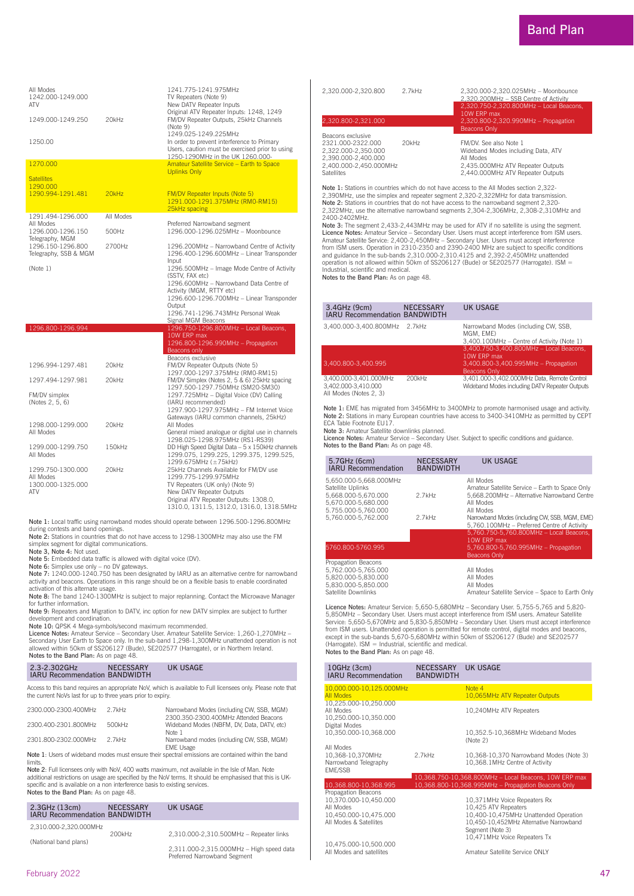| | | |
|---|---|---|
| All Modes<br>1242.000-1249.000<br>ATV | | 1241.775-1241.975MHz<br>TV Repeaters (Note 9)<br>New DATV Repeater Inputs<br>Original ATV Repeater Inputs: 1248, 1249 |
| 1249.000-1249.250 | 20kHz | FM/DV Repeater Outputs, 25kHz Channels (Note 9)<br>1249.025-1249.225MHz |
| 1250.00 | | In order to prevent interference to Primary Users, caution must be exercised prior to using 1250-1290MHz in the UK 1260.000- |
| 1270.000 | | Amateur Satellite Service – Earth to Space Uplinks Only |
| Satellites<br>1290.000 | | |
| 1290.994-1291.481 | 20kHz | FM/DV Repeater Inputs (Note 5)<br>1291.000-1291.375MHz (RM0-RM15)<br>25kHz spacing |
| 1291.494-1296.000<br>All Modes | All Modes | Preferred Narrowband segment |
| 1296.000-1296.150<br>Telegraphy, MGM | 500Hz | 1296.000-1296.025MHz – Moonbounce |
| 1296.150-1296.800<br>Telegraphy, SSB & MGM<br><br>(Note 1) | 2700Hz | 1296.200MHz – Narrowband Centre of Activity<br>1296.400-1296.600MHz – Linear Transponder Input<br>1296.500MHz – Image Mode Centre of Activity (SSTV, FAX etc)<br>1296.600MHz – Narrowband Data Centre of Activity (MGM, RTTY etc)<br>1296.600-1296.700MHz – Linear Transponder Output<br>1296.741-1296.743MHz Personal Weak Signal MGM Beacons |
| 1296.800-1296.994 | | 1296.750-1296.800MHz – Local Beacons, 10W ERP max<br>1296.800-1296.990MHz – Propagation Beacons only<br>Beacons exclusive |
| 1296.994-1297.481 | 20kHz | FM/DV Repeater Outputs (Note 5)<br>1297.000-1297.375MHz (RM0-RM15) |
| 1297.494-1297.981 | 20kHz | FM/DV Simplex (Notes 2, 5 & 6) 25kHz spacing<br>1297.500-1297.750MHz (SM20-SM30) |
| FM/DV simplex<br>(Notes 2, 5, 6) | | 1297.725MHz – Digital Voice (DV) Calling (IARU recommended)<br>1297.900-1297.975MHz – FM Internet Voice Gateways (IARU common channels, 25kHz) |
| 1298.000-1299.000<br>All Modes | 20kHz | All Modes<br>General mixed analogue or digital use in channels<br>1298.025-1298.975MHz (RS1-RS39) |
| 1299.000-1299.750<br>All Modes | 150kHz | DD High Speed Digital Data – 5 x 150kHz channels<br>1299.075, 1299.225, 1299.375, 1299.525, 1299.675MHz (±75kHz) |
| 1299.750-1300.000<br>All Modes | 20kHz | 25kHz Channels Available for FM/DV use<br>1299.775-1299.975MHz |
| 1300.000-1325.000<br>ATV | | TV Repeaters (UK only) (Note 9)<br>New DATV Repeater Outputs<br>Original ATV Repeater Outputs: 1308.0, 1310.0, 1311.5, 1312.0, 1316.0, 1318.5MHz |

**Note 1:** Local traffic using narrowband modes should operate between 1296.500-1296.800MHz during contests and band openings.
**Note 2:** Stations in countries that do not have access to 1298-1300MHz may also use the FM simplex segment for digital communications.
**Note 3, Note 4:** Not used.
**Note 5:** Embedded data traffic is allowed with digital voice (DV).
**Note 6:** Simplex use only – no DV gateways.
**Note 7:** 1240.000-1240.750 has been designated by IARU as an alternative centre for narrowband activity and beacons. Operations in this range should be on a flexible basis to enable coordinated activation of this alternate usage.
**Note 8:** The band 1240-1300MHz is subject to major replanning. Contact the Microwave Manager for further information.
**Note 9:** Repeaters and Migration to DATV, inc option for new DATV simplex are subject to further development and coordination.
**Note 10:** QPSK 4 Mega-symbols/second maximum recommended.
**Licence Notes:** Amateur Service – Secondary User. Amateur Satellite Service: 1,260-1,270MHz – Secondary User Earth to Space only. In the sub-band 1,298-1,300MHz unattended operation is not allowed within 50km of SS206127 (Bude), SE202577 (Harrogate), or in Northern Ireland.
**Notes to the Band Plan:** As on page 48.

| 2.3-2.302GHz IARU Recommendation | NECESSARY BANDWIDTH | UK USAGE |
|---|---|---|

Access to this band requires an appropriate NoV, which is available to Full licensees only. Please note that the current NoVs last for up to three years prior to expiry.

| | | |
|---|---|---|
| 2300.000-2300.400MHz | 2.7kHz | Narrowband Modes (including CW, SSB, MGM)<br>2300.350-2300.400MHz Attended Beacons |
| 2300.400-2301.800MHz | 500kHz | Wideband Modes (NBFM, DV, Data, DATV, etc)<br>Note 1 |
| 2301.800-2302.000MHz | 2.7kHz | Narrowband modes (including CW, SSB, MGM)<br>EME Usage |

**Note 1:** Users of wideband modes must ensure their spectral emissions are contained within the band limits.
**Note 2:** Full licensees only with NoV, 400 watts maximum, not available in the Isle of Man. Note additional restrictions on usage are specified by the NoV terms. It should be emphasised that this is UK-specific and is available on a non interference basis to existing services.
**Notes to the Band Plan:** As on page 48.

| 2.3GHz (13cm) IARU Recommendation | NECESSARY BANDWIDTH | UK USAGE |
|---|---|---|
| 2,310.000-2,320.000MHz<br>(National band plans) | 200kHz | 2,310.000-2,310.500MHz – Repeater links<br>2,311.000-2,315.000MHz – High speed data<br>Preferred Narrowband Segment |
| 2,320.000-2,320.800 | 2.7kHz | 2,320.000-2,320.025MHz – Moonbounce<br>2,320.200MHz – SSB Centre of Activity |
| 2,320.800-2,321.000 | | 2,320.750-2,320.800MHz – Local Beacons, 10W ERP max<br>2,320.800-2,320.990MHz – Propagation Beacons Only |
| Beacons exclusive<br>2321.000-2322.000 | 20kHz | FM/DV. See also Note 1 |
| 2,322.000-2,350.000 | | Wideband Modes including Data, ATV |
| 2,390.000-2,400.000 | | All Modes |
| 2,400.000-2,450.000MHz<br>Satellites | | 2,435.000MHz ATV Repeater Outputs<br>2,440.000MHz ATV Repeater Outputs |

**Note 1:** Stations in countries which do not have access to the All Modes section 2,322-2,390MHz, use the simplex and repeater segment 2,320-2,322MHz for data transmission.
**Note 2:** Stations in countries that do not have access to the narrowband segment 2,320-2,322MHz, use the alternative narrowband segments 2,304-2,306MHz, 2,308-2,310MHz and 2400-2402MHz.
**Note 3:** The segment 2,433-2,443MHz may be used for ATV if no satellite is using the segment.
**Licence Notes:** Amateur Service – Secondary User. Users must accept interference from ISM users. Amateur Satellite Service: 2,400-2,450MHz – Secondary User. Users must accept interference from ISM users. Operation in 2310-2350 and 2390-2400 MHz are subject to specific conditions and guidance In the sub-bands 2,310.000-2,310.4125 and 2,392-2,450MHz unattended operation is not allowed within 50km of SS206127 (Bude) or SE202577 (Harrogate). ISM = Industrial, scientific and medical.
**Notes to the Band Plan:** As on page 48.

| 3.4GHz (9cm) IARU Recommendation | NECESSARY BANDWIDTH | UK USAGE |
|---|---|---|
| 3,400.000-3,400.800MHz | 2.7kHz | Narrowband Modes (including CW, SSB, MGM, EME)<br>3,400.100MHz – Centre of Activity (Note 1) |
| 3,400.800-3,400.995 | | 3,400.750-3,400.800MHz – Local Beacons, 10W ERP max<br>3,400.800-3,400.995MHz – Propagation Beacons Only |
| 3,400.000-3,401.000MHz<br>3,402.000-3,410.000<br>All Modes (Notes 2, 3) | 200kHz | 3,401.000-3,402.000MHz Data, Remote Control<br>Wideband Modes including DATV Repeater Outputs |

**Note 1:** EME has migrated from 3456MHz to 3400MHz to promote harmonised usage and activity.
**Note 2:** Stations in many European countries have access to 3400-3410MHz as permitted by CEPT ECA Table Footnote EU17.
**Note 3:** Amateur Satellite downlinks planned.
**Licence Notes:** Amateur Service – Secondary User. Subject to specific conditions and guidance.
**Notes to the Band Plan:** As on page 48.

| 5.7GHz (6cm) IARU Recommendation | NECESSARY BANDWIDTH | UK USAGE |
|---|---|---|
| 5,650.000-5,668.000MHz<br>Satellite Uplinks | | All Modes<br>Amateur Satellite Service – Earth to Space Only |
| 5,668.000-5,670.000 | 2.7kHz | 5,668.200MHz – Alternative Narrowband Centre |
| 5,670.000-5,680.000 | | All Modes |
| 5,755.000-5,760.000 | | All Modes |
| 5,760.000-5,762.000 | 2.7kHz | Narrowband Modes (including CW, SSB, MGM, EME)<br>5,760.100MHz – Preferred Centre of Activity |
| 5760.800-5760.995 | | 5,760.750-5,760.800MHz – Local Beacons, 10W ERP max<br>5,760.800-5,760.995MHz – Propagation Beacons Only |
| Propagation Beacons<br>5,762.000-5,765.000 | | All Modes |
| 5,820.000-5,830.000 | | All Modes |
| 5,830.000-5,850.000<br>Satellite Downlinks | | All Modes<br>Amateur Satellite Service – Space to Earth Only |

**Licence Notes:** Amateur Service: 5,650-5,680MHz – Secondary User. 5,755-5,765 and 5,820-5,850MHz – Secondary User. Users must accept interference from ISM users. Amateur Satellite Service: 5,650-5,670MHz and 5,830-5,850MHz – Secondary User. Users must accept interference from ISM users. Unattended operation is permitted for remote control, digital modes and beacons, except in the sub-bands 5,670-5,680MHz within 50km of SS206127 (Bude) and SE202577 (Harrogate). ISM = Industrial, scientific and medical.
**Notes to the Band Plan:** As on page 48.

| 10GHz (3cm) IARU Recommendation | NECESSARY BANDWIDTH | UK USAGE |
|---|---|---|
| 10,000.000-10,125.000MHz<br>All Modes | | Note 4<br>10,065MHz ATV Repeater Outputs |
| 10,225.000-10,250.000<br>All Modes | | 10,240MHz ATV Repeaters |
| 10,250.000-10,350.000<br>Digital Modes | | |
| 10,350.000-10,368.000<br>All Modes | | 10,352.5-10,368MHz Wideband Modes (Note 2) |
| 10,368-10,370MHz<br>Narrowband Telegraphy<br>EME/SSB | 2.7kHz | 10,368-10,370 Narrowband Modes (Note 3)<br>10,368.1MHz Centre of Activity |
| 10,368.800-10,368.995 | | 10,368.750-10,368.800MHz – Local Beacons, 10W ERP max<br>10,368.800-10,368.995MHz – Propagation Beacons Only |
| Propagation Beacons<br>10,370.000-10,450.000<br>All Modes | | 10,371MHz Voice Repeaters Rx<br>10,425 ATV Repeaters |
| 10,450.000-10,475.000<br>All Modes & Satellites | | 10,400-10,475MHz Unattended Operation<br>10,450-10,452MHz Alternative Narrowband Segment (Note 3)<br>10,471MHz Voice Repeaters Tx |
| 10,475.000-10,500.000<br>All Modes and satellites | | Amateur Satellite Service ONLY |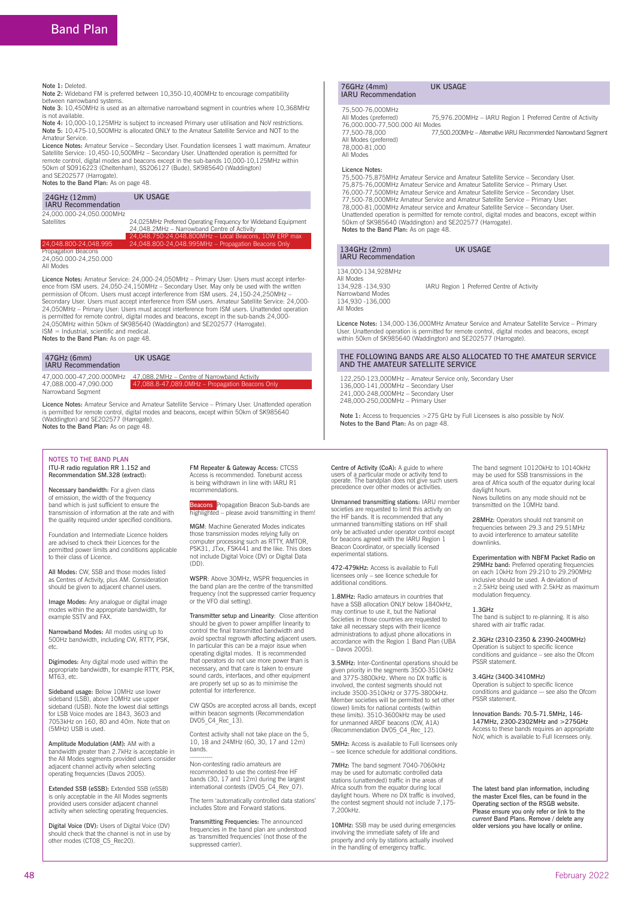# Band Plan

**Note 1:** Deleted.
**Note 2:** Wideband FM is preferred between 10,350-10,400MHz to encourage compatibility between narrowband systems.
**Note 3:** 10,450MHz is used as an alternative narrowband segment in countries where 10,368MHz is not available.
**Note 4:** 10,000-10,125MHz is subject to increased Primary user utilisation and NoV restrictions.
**Note 5:** 10,475-10,500MHz is allocated ONLY to the Amateur Satellite Service and NOT to the Amateur Service.

**Licence Notes:** Amateur Service – Secondary User. Foundation licensees 1 watt maximum. Amateur Satellite Service: 10,450-10,500MHz – Secondary User. Unattended operation is permitted for remote control, digital modes and beacons except in the sub-bands 10,000-10,125MHz within 50km of SO916223 (Cheltenham), SS206127 (Bude), SK985640 (Waddington) and SE202577 (Harrogate).
**Notes to the Band Plan:** As on page 48.

| 24GHz (12mm) IARU Recommendation | UK USAGE |
|---|---|
| 24,000.000-24,050.000MHz Satellites | 24,025MHz Preferred Operating Frequency for Wideband Equipment<br>24,048.2MHz – Narrowband Centre of Activity<br>24,048.750-24,048.800MHz – Local Beacons, 10W ERP max |
| 24,048.800-24,048.995 Propagation Beacons | 24,048.800-24,048.995MHz – Propagation Beacons Only |
| 24,050.000-24,250.000 All Modes | |

**Licence Notes:** Amateur Service: 24,000-24,050MHz – Primary User: Users must accept interference from ISM users. 24,050-24,150MHz – Secondary User. May only be used with the written permission of Ofcom. Users must accept interference from ISM users. 24,150-24,250MHz – Secondary User. Users must accept interference from ISM users. Amateur Satellite Service: 24,000-24,050MHz – Primary User: Users must accept interference from ISM users. Unattended operation is permitted for remote control, digital modes and beacons, except in the sub-bands 24,000-24,050MHz within 50km of SK985640 (Waddington) and SE202577 (Harrogate).
ISM = Industrial, scientific and medical.
**Notes to the Band Plan:** As on page 48.

| 47GHz (6mm) IARU Recommendation | UK USAGE |
|---|---|
| 47,000.000-47,200.000MHz | 47,088.2MHz – Centre of Narrowband Activity |
| 47,088.000-47,090.000 Narrowband Segment | 47,088.8-47,089.0MHz – Propagation Beacons Only |

**Licence Notes:** Amateur Service and Amateur Satellite Service – Primary User. Unattended operation is permitted for remote control, digital modes and beacons, except within 50km of SK985640 (Waddington) and SE202577 (Harrogate).
**Notes to the Band Plan:** As on page 48.

| 76GHz (4mm) IARU Recommendation | UK USAGE |
|---|---|
| 75,500-76,000MHz All Modes (preferred) | 75,976.200MHz – IARU Region 1 Preferred Centre of Activity |
| 76,000.000-77,500.000 All Modes | |
| 77,500-78,000 All Modes (preferred) | 77,500.200MHz – Alternative IARU Recommended Narrowband Segment |
| 78,000-81,000 All Modes | |

**Licence Notes:**
75,500-75,875MHz Amateur Service and Amateur Satellite Service – Secondary User.
75,875-76,000MHz Amateur Service and Amateur Satellite Service – Primary User.
76,000-77,500MHz Amateur Service and Amateur Satellite Service – Secondary User.
77,500-78,000MHz Amateur Service and Amateur Satellite Service – Primary User.
78,000-81,000MHz Amateur service and Amateur Satellite Service – Secondary User.
Unattended operation is permitted for remote control, digital modes and beacons, except within 50km of SK985640 (Waddington) and SE202577 (Harrogate).
**Notes to the Band Plan:** As on page 48.

| 134GHz (2mm) IARU Recommendation | UK USAGE |
|---|---|
| 134,000-134,928MHz All Modes | |
| 134,928 -134,930 Narrowband Modes | IARU Region 1 Preferred Centre of Activity |
| 134,930 -136,000 All Modes | |

**Licence Notes:** 134,000-136,000MHz Amateur Service and Amateur Satellite Service – Primary User. Unattended operation is permitted for remote control, digital modes and beacons, except within 50km of SK985640 (Waddington) and SE202577 (Harrogate).

## THE FOLLOWING BANDS ARE ALSO ALLOCATED TO THE AMATEUR SERVICE AND THE AMATEUR SATELLITE SERVICE

122,250-123,000MHz – Amateur Service only, Secondary User
136,000-141,000MHz – Secondary User
241,000-248,000MHz – Secondary User
248,000-250,000MHz – Primary User

**Note 1:** Access to frequencies >275 GHz by Full Licensees is also possible by NoV.
**Notes to the Band Plan:** As on page 48.

## NOTES TO THE BAND PLAN

**ITU-R radio regulation RR 1.152 and Recommendation SM.328 (extract):**

**Necessary bandwidth:** For a given class of emission, the width of the frequency band which is just sufficient to ensure the transmission of information at the rate and with the quality required under specified conditions.

Foundation and Intermediate Licence holders are advised to check their Licences for the permitted power limits and conditions applicable to their class of Licence.

**All Modes:** CW, SSB and those modes listed as Centres of Activity, plus AM. Consideration should be given to adjacent channel users.

**Image Modes:** Any analogue or digital image modes within the appropriate bandwidth, for example SSTV and FAX.

**Narrowband Modes:** All modes using up to 500Hz bandwidth, including CW, RTTY, PSK, etc.

**Digimodes:** Any digital mode used within the appropriate bandwidth, for example RTTY, PSK, MT63, etc.

**Sideband usage:** Below 10MHz use lower sideband (LSB), above 10MHz use upper sideband (USB). Note the lowest dial settings for LSB Voice modes are 1843, 3603 and 7053kHz on 160, 80 and 40m. Note that on (5MHz) USB is used.

**Amplitude Modulation (AM):** AM with a bandwidth greater than 2.7kHz is acceptable in the All Modes segments provided users consider adjacent channel activity when selecting operating frequencies (Davos 2005).

**Extended SSB (eSSB):** Extended SSB (eSSB) is only acceptable in the All Modes segments provided users consider adjacent channel activity when selecting operating frequencies.

**Digital Voice (DV):** Users of Digital Voice (DV) should check that the channel is not in use by other modes (CT08_C5_Rec20).

**FM Repeater & Gateway Access:** CTCSS Access is recommended. Toneburst access is being withdrawn in line with IARU R1 recommendations.

**Beacons** Propagation Beacon Sub-bands are highlighted – please avoid transmitting in them!

**MGM**: Machine Generated Modes indicates those transmission modes relying fully on computer processing such as RTTY, AMTOR, PSK31, JTxx, FSK441 and the like. This does not include Digital Voice (DV) or Digital Data (DD).

**WSPR**: Above 30MHz, WSPR frequencies in the band plan are the centre of the transmitted frequency (not the suppressed carrier frequency or the VFO dial setting).

**Transmitter setup and Linearity**: Close attention should be given to power amplifier linearity to control the final transmitted bandwidth and avoid spectral regrowth affecting adjacent users. In particular this can be a major issue when operating digital modes. It is recommended that operators do not use more power than is necessary, and that care is taken to ensure sound cards, interfaces, and other equipment are properly set up so as to minimise the potential for interference.

CW QSOs are accepted across all bands, except within beacon segments (Recommendation DV05_C4_Rec_13).

Contest activity shall not take place on the 5, 10, 18 and 24MHz (60, 30, 17 and 12m) bands.

-----------

Non-contesting radio amateurs are recommended to use the contest-free HF bands (30, 17 and 12m) during the largest international contests (DV05_C4_Rev_07).

The term 'automatically controlled data stations' includes Store and Forward stations.

**Transmitting Frequencies:** The announced frequencies in the band plan are understood as 'transmitted frequencies' (not those of the suppressed carrier).

**Centre of Activity (CoA):** A guide to where users of a particular mode or activity tend to operate. The bandplan does not give such users precedence over other modes or activities.

**Unmanned transmitting stations:** IARU member societies are requested to limit this activity on the HF bands. It is recommended that any unmanned transmitting stations on HF shall only be activated under operator control except for beacons agreed with the IARU Region 1 Beacon Coordinator, or specially licensed experimental stations.

**472-479kHz:** Access is available to Full licensees only – see licence schedule for additional conditions.

**1.8MHz:** Radio amateurs in countries that have a SSB allocation ONLY below 1840kHz, may continue to use it, but the National Societies in those countries are requested to take all necessary steps with their licence administrations to adjust phone allocations in accordance with the Region 1 Band Plan (UBA – Davos 2005).

**3.5MHz:** Inter-Continental operations should be given priority in the segments 3500-3510kHz and 3775-3800kHz. Where no DX traffic is involved, the contest segments should not include 3500-3510kHz or 3775-3800kHz. Member societies will be permitted to set other (lower) limits for national contests (within these limits). 3510-3600kHz may be used for unmanned ARDF beacons (CW, A1A) (Recommendation DV05_C4_Rec_12).

**5MHz:** Access is available to Full licensees only – see licence schedule for additional conditions.

**7MHz:** The band segment 7040-7060kHz may be used for automatic controlled data stations (unattended) traffic in the areas of Africa south from the equator during local daylight hours. Where no DX traffic is involved, the contest segment should not include 7,175-7,200kHz.

**10MHz:** SSB may be used during emergencies involving the immediate safety of life and property and only by stations actually involved in the handling of emergency traffic.

The band segment 10120kHz to 10140kHz may be used for SSB transmissions in the area of Africa south of the equator during local daylight hours.
News bulletins on any mode should not be transmitted on the 10MHz band.

**28MHz:** Operators should not transmit on frequencies between 29.3 and 29.51MHz to avoid interference to amateur satellite downlinks.

**Experimentation with NBFM Packet Radio on 29MHz band:** Preferred operating frequencies on each 10kHz from 29.210 to 29.290MHz inclusive should be used. A deviation of ±2.5kHz being used with 2.5kHz as maximum modulation frequency.

**1.3GHz**
The band is subject to re-planning. It is also shared with air traffic radar.

**2.3GHz (2310-2350 & 2390-2400MHz)**
Operation is subject to specific licence conditions and guidance – see also the Ofcom PSSR statement.

**3.4GHz (3400-3410MHz)**
Operation is subject to specific licence conditions and guidance — see also the Ofcom PSSR statement.

**Innovation Bands: 70.5-71.5MHz, 146-147MHz, 2300-2302MHz and >275GHz**
Access to these bands requires an appropriate NoV, which is available to Full licensees only.

The latest band plan information, including the master Excel files, can be found in the Operating section of the RSGB website. Please ensure you only refer or link to the *current* Band Plans. Remove / delete any older versions you have locally or online.